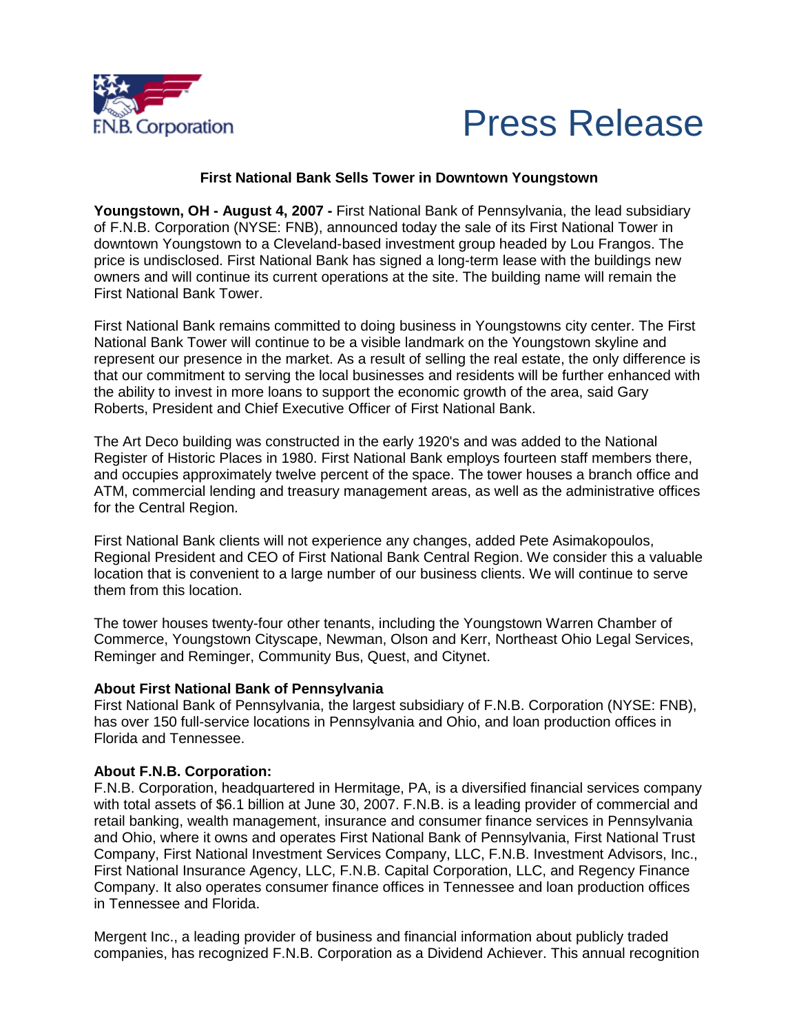F.N.B. Corporation

# Press Release

**First National Bank Sells Tower in Downtown Youngstown**

**Youngstown, OH - August 4, 2007 -** First National Bank of Pennsylvania, the lead subsidiary of F.N.B. Corporation (NYSE: FNB), announced today the sale of its First National Tower in downtown Youngstown to a Cleveland-based investment group headed by Lou Frangos. The price is undisclosed. First National Bank has signed a long-term lease with the buildings new owners and will continue its current operations at the site. The building name will remain the First National Bank Tower.

First National Bank remains committed to doing business in Youngstowns city center. The First National Bank Tower will continue to be a visible landmark on the Youngstown skyline and represent our presence in the market. As a result of selling the real estate, the only difference is that our commitment to serving the local businesses and residents will be further enhanced with the ability to invest in more loans to support the economic growth of the area, said Gary Roberts, President and Chief Executive Officer of First National Bank.

The Art Deco building was constructed in the early 1920's and was added to the National Register of Historic Places in 1980. First National Bank employs fourteen staff members there, and occupies approximately twelve percent of the space. The tower houses a branch office and ATM, commercial lending and treasury management areas, as well as the administrative offices for the Central Region.

First National Bank clients will not experience any changes, added Pete Asimakopoulos, Regional President and CEO of First National Bank Central Region. We consider this a valuable location that is convenient to a large number of our business clients. We will continue to serve them from this location.

The tower houses twenty-four other tenants, including the Youngstown Warren Chamber of Commerce, Youngstown Cityscape, Newman, Olson and Kerr, Northeast Ohio Legal Services, Reminger and Reminger, Community Bus, Quest, and Citynet.

**About First National Bank of Pennsylvania**
First National Bank of Pennsylvania, the largest subsidiary of F.N.B. Corporation (NYSE: FNB), has over 150 full-service locations in Pennsylvania and Ohio, and loan production offices in Florida and Tennessee.

**About F.N.B. Corporation:**
F.N.B. Corporation, headquartered in Hermitage, PA, is a diversified financial services company with total assets of $6.1 billion at June 30, 2007. F.N.B. is a leading provider of commercial and retail banking, wealth management, insurance and consumer finance services in Pennsylvania and Ohio, where it owns and operates First National Bank of Pennsylvania, First National Trust Company, First National Investment Services Company, LLC, F.N.B. Investment Advisors, Inc., First National Insurance Agency, LLC, F.N.B. Capital Corporation, LLC, and Regency Finance Company. It also operates consumer finance offices in Tennessee and loan production offices in Tennessee and Florida.

Mergent Inc., a leading provider of business and financial information about publicly traded companies, has recognized F.N.B. Corporation as a Dividend Achiever. This annual recognition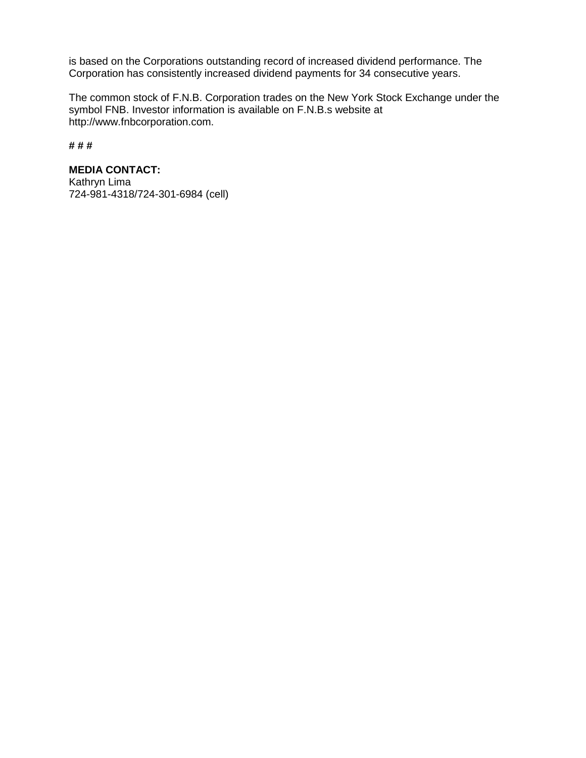is based on the Corporations outstanding record of increased dividend performance. The Corporation has consistently increased dividend payments for 34 consecutive years.

The common stock of F.N.B. Corporation trades on the New York Stock Exchange under the symbol FNB. Investor information is available on F.N.B.s website at http://www.fnbcorporation.com.

# # #

**MEDIA CONTACT:**
Kathryn Lima
724-981-4318/724-301-6984 (cell)